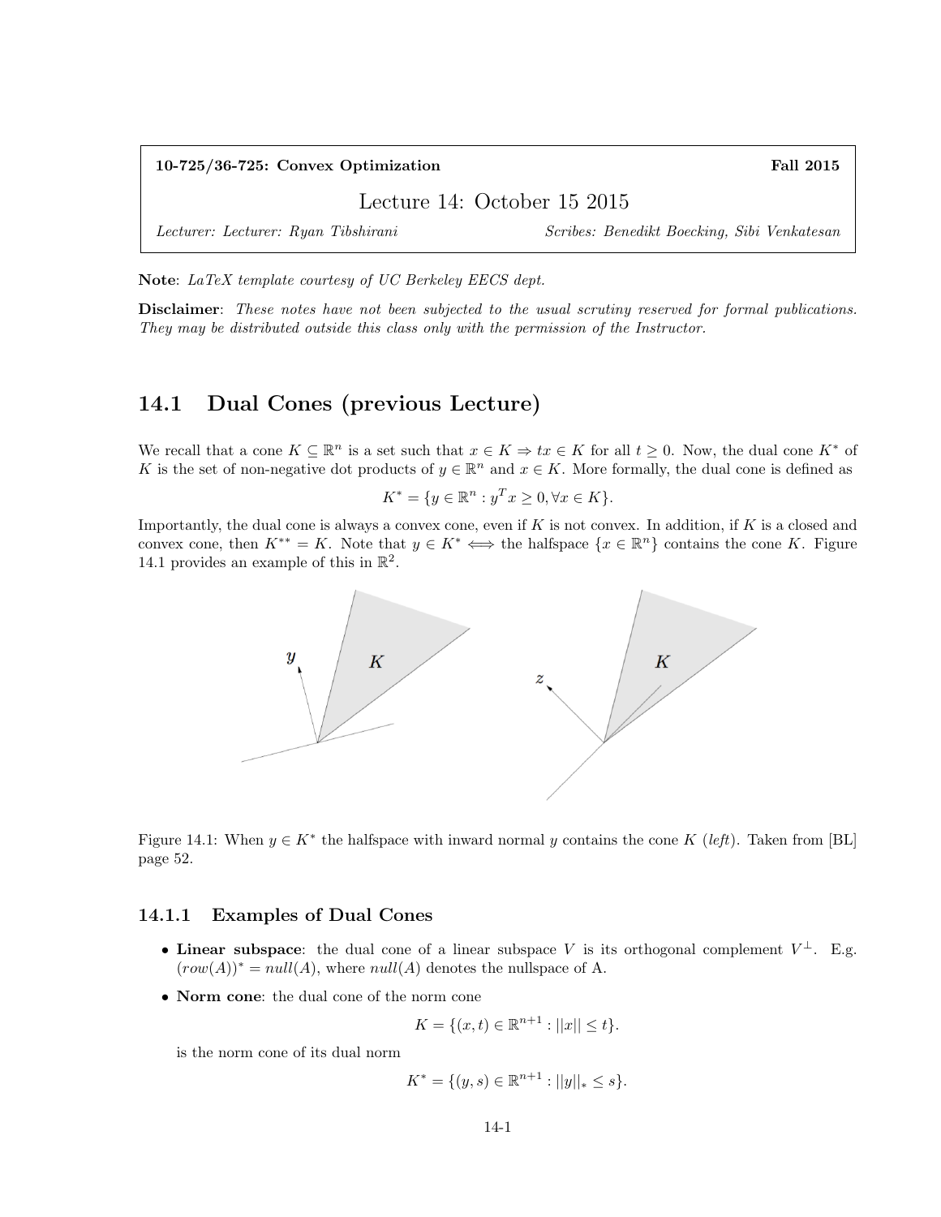**10-725/36-725: Convex Optimization** **Fall 2015**

# Lecture 14: October 15 2015

*Lecturer: Lecturer: Ryan Tibshirani* *Scribes: Benedikt Boecking, Sibi Venkatesan*

**Note**: *LaTeX template courtesy of UC Berkeley EECS dept.*

**Disclaimer**: *These notes have not been subjected to the usual scrutiny reserved for formal publications. They may be distributed outside this class only with the permission of the Instructor.*

## 14.1 Dual Cones (previous Lecture)

We recall that a cone $K \subseteq \mathbb{R}^n$ is a set such that $x \in K \Rightarrow tx \in K$ for all $t \geq 0$. Now, the dual cone $K^*$ of $K$ is the set of non-negative dot products of $y \in \mathbb{R}^n$ and $x \in K$. More formally, the dual cone is defined as

$$K^* = \{y \in \mathbb{R}^n : y^T x \geq 0, \forall x \in K\}.$$

Importantly, the dual cone is always a convex cone, even if $K$ is not convex. In addition, if $K$ is a closed and convex cone, then $K^{**} = K$. Note that $y \in K^* \iff$ the halfspace $\{x \in \mathbb{R}^n\}$ contains the cone $K$. Figure 14.1 provides an example of this in $\mathbb{R}^2$.

Figure 14.1: When $y \in K^*$ the halfspace with inward normal $y$ contains the cone $K$ (*left*). Taken from [BL] page 52.

### 14.1.1 Examples of Dual Cones

- **Linear subspace**: the dual cone of a linear subspace $V$ is its orthogonal complement $V^\perp$. E.g. $(row(A))^* = null(A)$, where $null(A)$ denotes the nullspace of A.
- **Norm cone**: the dual cone of the norm cone

  $$K = \{(x, t) \in \mathbb{R}^{n+1} : ||x|| \leq t\}.$$

  is the norm cone of its dual norm

  $$K^* = \{(y, s) \in \mathbb{R}^{n+1} : ||y||_* \leq s\}.$$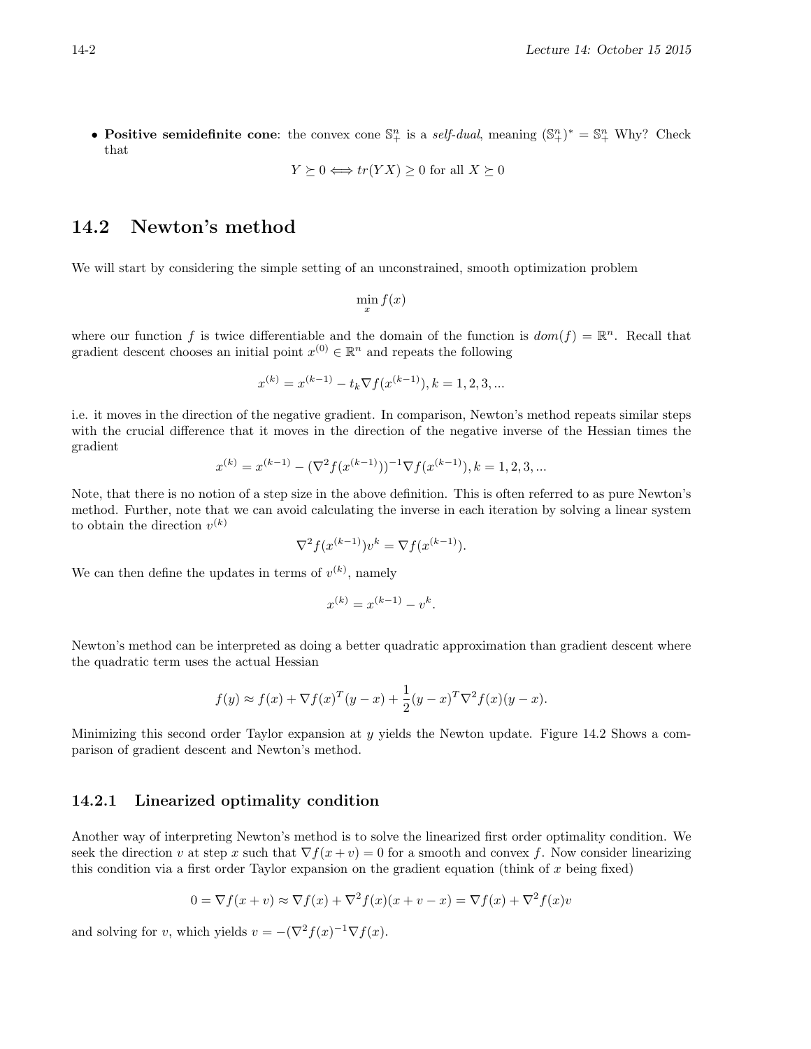- **Positive semidefinite cone**: the convex cone $\mathbb{S}^n_+$ is a *self-dual*, meaning $(\mathbb{S}^n_+)^* = \mathbb{S}^n_+$ Why? Check that

$$Y \succeq 0 \Longleftrightarrow tr(YX) \geq 0 \text{ for all } X \succeq 0$$

## 14.2 Newton's method

We will start by considering the simple setting of an unconstrained, smooth optimization problem

$$\min_x f(x)$$

where our function $f$ is twice differentiable and the domain of the function is $dom(f) = \mathbb{R}^n$. Recall that gradient descent chooses an initial point $x^{(0)} \in \mathbb{R}^n$ and repeats the following

$$x^{(k)} = x^{(k-1)} - t_k \nabla f(x^{(k-1)}), k = 1, 2, 3, ...$$

i.e. it moves in the direction of the negative gradient. In comparison, Newton's method repeats similar steps with the crucial difference that it moves in the direction of the negative inverse of the Hessian times the gradient

$$x^{(k)} = x^{(k-1)} - (\nabla^2 f(x^{(k-1)}))^{-1} \nabla f(x^{(k-1)}), k = 1, 2, 3, ...$$

Note, that there is no notion of a step size in the above definition. This is often referred to as pure Newton's method. Further, note that we can avoid calculating the inverse in each iteration by solving a linear system to obtain the direction $v^{(k)}$

$$\nabla^2 f(x^{(k-1)}) v^k = \nabla f(x^{(k-1)}).$$

We can then define the updates in terms of $v^{(k)}$, namely

$$x^{(k)} = x^{(k-1)} - v^k.$$

Newton's method can be interpreted as doing a better quadratic approximation than gradient descent where the quadratic term uses the actual Hessian

$$f(y) \approx f(x) + \nabla f(x)^T (y - x) + \frac{1}{2}(y - x)^T \nabla^2 f(x)(y - x).$$

Minimizing this second order Taylor expansion at $y$ yields the Newton update. Figure 14.2 Shows a comparison of gradient descent and Newton's method.

### 14.2.1 Linearized optimality condition

Another way of interpreting Newton's method is to solve the linearized first order optimality condition. We seek the direction $v$ at step $x$ such that $\nabla f(x + v) = 0$ for a smooth and convex $f$. Now consider linearizing this condition via a first order Taylor expansion on the gradient equation (think of $x$ being fixed)

$$0 = \nabla f(x + v) \approx \nabla f(x) + \nabla^2 f(x)(x + v - x) = \nabla f(x) + \nabla^2 f(x) v$$

and solving for $v$, which yields $v = -(\nabla^2 f(x)^{-1} \nabla f(x)$.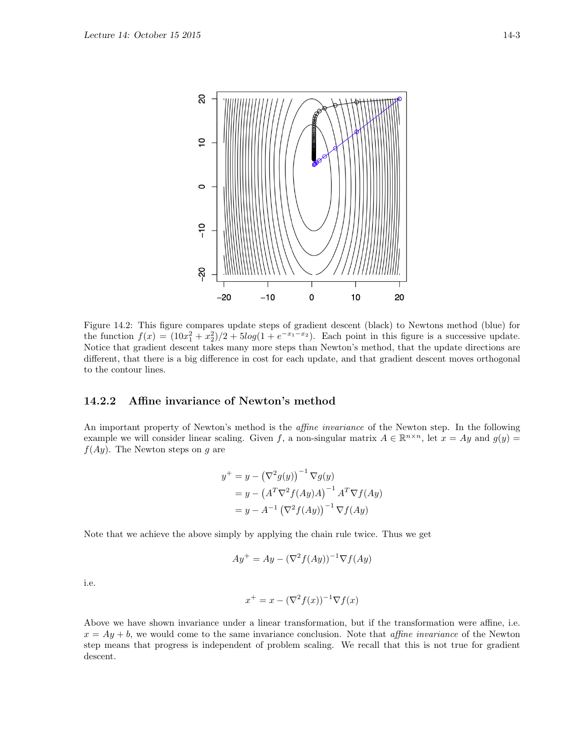Figure 14.2: This figure compares update steps of gradient descent (black) to Newtons method (blue) for the function $f(x) = (10x_1^2 + x_2^2)/2 + 5log(1 + e^{-x_1 - x_2})$. Each point in this figure is a successive update. Notice that gradient descent takes many more steps than Newton's method, that the update directions are different, that there is a big difference in cost for each update, and that gradient descent moves orthogonal to the contour lines.

### 14.2.2 Affine invariance of Newton's method

An important property of Newton's method is the *affine invariance* of the Newton step. In the following example we will consider linear scaling. Given $f$, a non-singular matrix $A \in \mathbb{R}^{n\times n}$, let $x = Ay$ and $g(y) = f(Ay)$. The Newton steps on $g$ are

$$
\begin{aligned}
y^+ &= y - \left(\nabla^2 g(y)\right)^{-1} \nabla g(y) \\
&= y - \left(A^T \nabla^2 f(Ay) A\right)^{-1} A^T \nabla f(Ay) \\
&= y - A^{-1} \left(\nabla^2 f(Ay)\right)^{-1} \nabla f(Ay)
\end{aligned}
$$

Note that we achieve the above simply by applying the chain rule twice. Thus we get

$$
Ay^+ = Ay - (\nabla^2 f(Ay))^{-1} \nabla f(Ay)
$$

i.e.

$$
x^+ = x - (\nabla^2 f(x))^{-1} \nabla f(x)
$$

Above we have shown invariance under a linear transformation, but if the transformation were affine, i.e. $x = Ay + b$, we would come to the same invariance conclusion. Note that *affine invariance* of the Newton step means that progress is independent of problem scaling. We recall that this is not true for gradient descent.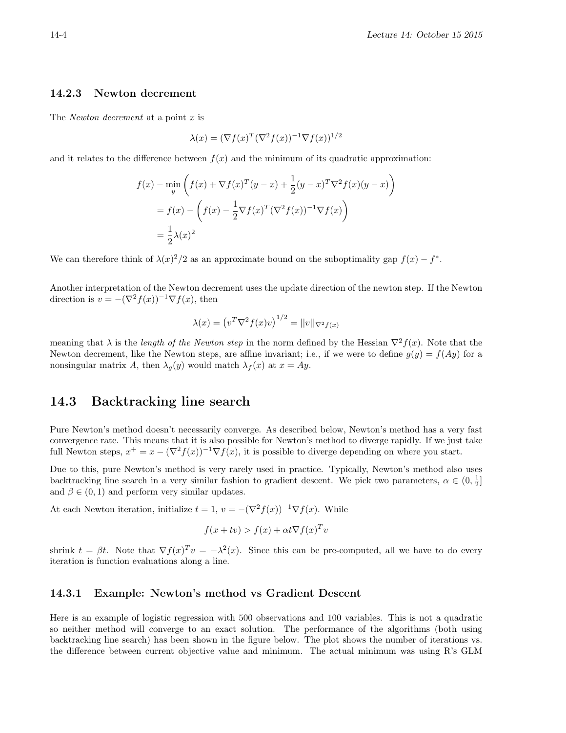### 14.2.3 Newton decrement

The *Newton decrement* at a point $x$ is

$$\lambda(x) = (\nabla f(x)^T (\nabla^2 f(x))^{-1} \nabla f(x))^{1/2}$$

and it relates to the difference between $f(x)$ and the minimum of its quadratic approximation:

$$\begin{aligned}
f(x) - \min_y \left( f(x) + \nabla f(x)^T (y - x) + \frac{1}{2}(y-x)^T \nabla^2 f(x)(y-x) \right) \\
= f(x) - \left( f(x) - \frac{1}{2} \nabla f(x)^T (\nabla^2 f(x))^{-1} \nabla f(x) \right) \\
= \frac{1}{2}\lambda(x)^2
\end{aligned}$$

We can therefore think of $\lambda(x)^2/2$ as an approximate bound on the suboptimality gap $f(x) - f^*$.

Another interpretation of the Newton decrement uses the update direction of the newton step. If the Newton direction is $v = -(\nabla^2 f(x))^{-1} \nabla f(x)$, then

$$\lambda(x) = \left(v^T \nabla^2 f(x) v\right)^{1/2} = ||v||_{\nabla^2 f(x)}$$

meaning that $\lambda$ is the *length of the Newton step* in the norm defined by the Hessian $\nabla^2 f(x)$. Note that the Newton decrement, like the Newton steps, are affine invariant; i.e., if we were to define $g(y) = f(Ay)$ for a nonsingular matrix $A$, then $\lambda_g(y)$ would match $\lambda_f(x)$ at $x = Ay$.

## 14.3 Backtracking line search

Pure Newton's method doesn't necessarily converge. As described below, Newton's method has a very fast convergence rate. This means that it is also possible for Newton's method to diverge rapidly. If we just take full Newton steps, $x^+ = x - (\nabla^2 f(x))^{-1} \nabla f(x)$, it is possible to diverge depending on where you start.

Due to this, pure Newton's method is very rarely used in practice. Typically, Newton's method also uses backtracking line search in a very similar fashion to gradient descent. We pick two parameters, $\alpha \in (0, \frac{1}{2}]$ and $\beta \in (0, 1)$ and perform very similar updates.

At each Newton iteration, initialize $t = 1$, $v = -(\nabla^2 f(x))^{-1} \nabla f(x)$. While

$$f(x + tv) > f(x) + \alpha t \nabla f(x)^T v$$

shrink $t = \beta t$. Note that $\nabla f(x)^T v = -\lambda^2(x)$. Since this can be pre-computed, all we have to do every iteration is function evaluations along a line.

### 14.3.1 Example: Newton's method vs Gradient Descent

Here is an example of logistic regression with 500 observations and 100 variables. This is not a quadratic so neither method will converge to an exact solution. The performance of the algorithms (both using backtracking line search) has been shown in the figure below. The plot shows the number of iterations vs. the difference between current objective value and minimum. The actual minimum was using R's GLM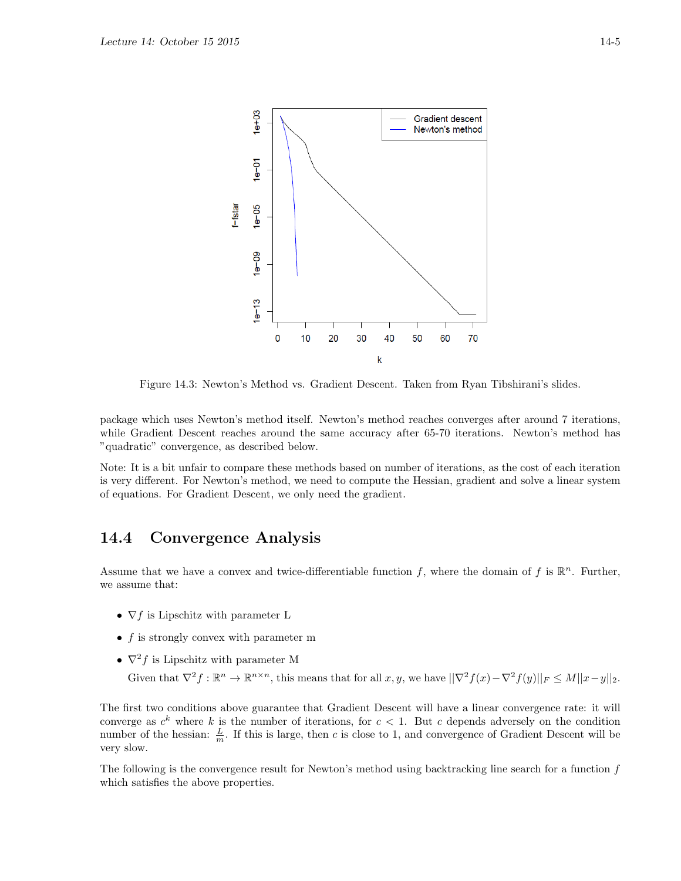Figure 14.3: Newton's Method vs. Gradient Descent. Taken from Ryan Tibshirani's slides.

package which uses Newton's method itself. Newton's method reaches converges after around 7 iterations, while Gradient Descent reaches around the same accuracy after 65-70 iterations. Newton's method has "quadratic" convergence, as described below.

Note: It is a bit unfair to compare these methods based on number of iterations, as the cost of each iteration is very different. For Newton's method, we need to compute the Hessian, gradient and solve a linear system of equations. For Gradient Descent, we only need the gradient.

## 14.4 Convergence Analysis

Assume that we have a convex and twice-differentiable function $f$, where the domain of $f$ is $\mathbb{R}^n$. Further, we assume that:

- $\nabla f$ is Lipschitz with parameter L
- $f$ is strongly convex with parameter m
- $\nabla^2 f$ is Lipschitz with parameter M

  Given that $\nabla^2 f : \mathbb{R}^n \to \mathbb{R}^{n \times n}$, this means that for all $x, y$, we have $||\nabla^2 f(x) - \nabla^2 f(y)||_F \le M||x - y||_2$.

The first two conditions above guarantee that Gradient Descent will have a linear convergence rate: it will converge as $c^k$ where $k$ is the number of iterations, for $c < 1$. But $c$ depends adversely on the condition number of the hessian: $\frac{L}{m}$. If this is large, then $c$ is close to 1, and convergence of Gradient Descent will be very slow.

The following is the convergence result for Newton's method using backtracking line search for a function $f$ which satisfies the above properties.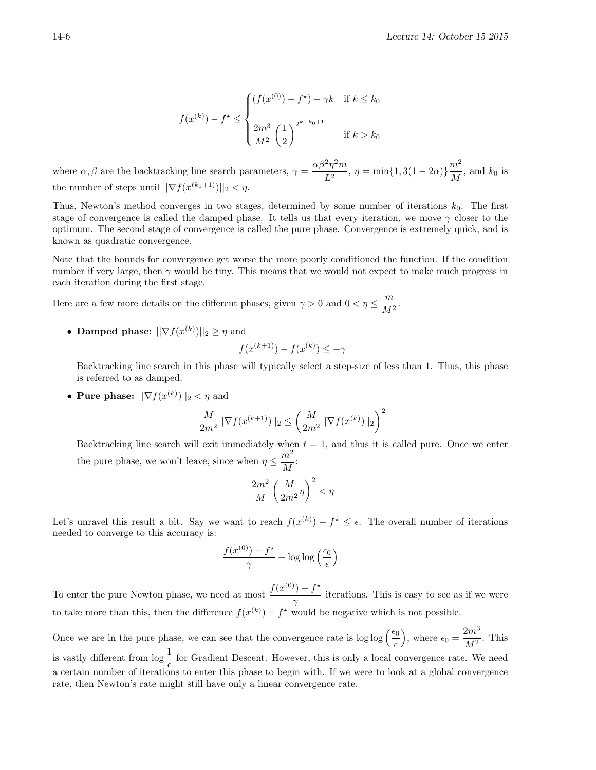$$
f(x^{(k)}) - f^\star \leq \begin{cases} (f(x^{(0)}) - f^\star) - \gamma k & \text{if } k \leq k_0 \\ \dfrac{2m^3}{M^2} \left(\dfrac{1}{2}\right)^{2^{k-k_0+1}} & \text{if } k > k_0 \end{cases}
$$

where $\alpha, \beta$ are the backtracking line search parameters, $\gamma = \dfrac{\alpha\beta^2\eta^2 m}{L^2}$, $\eta = \min\{1, 3(1-2\alpha)\}\dfrac{m^2}{M}$, and $k_0$ is the number of steps until $||\nabla f(x^{(k_0+1)})||_2 < \eta$.

Thus, Newton's method converges in two stages, determined by some number of iterations $k_0$. The first stage of convergence is called the damped phase. It tells us that every iteration, we move $\gamma$ closer to the optimum. The second stage of convergence is called the pure phase. Convergence is extremely quick, and is known as quadratic convergence.

Note that the bounds for convergence get worse the more poorly conditioned the function. If the condition number if very large, then $\gamma$ would be tiny. This means that we would not expect to make much progress in each iteration during the first stage.

Here are a few more details on the different phases, given $\gamma > 0$ and $0 < \eta \leq \dfrac{m}{M^2}$.

- **Damped phase:** $||\nabla f(x^{(k)})||_2 \geq \eta$ and

  $$f(x^{(k+1)}) - f(x^{(k)}) \leq -\gamma$$

  Backtracking line search in this phase will typically select a step-size of less than 1. Thus, this phase is referred to as damped.

- **Pure phase:** $||\nabla f(x^{(k)})||_2 < \eta$ and

  $$\frac{M}{2m^2}||\nabla f(x^{(k+1)})||_2 \leq \left(\frac{M}{2m^2}||\nabla f(x^{(k)})||_2\right)^2$$

  Backtracking line search will exit immediately when $t = 1$, and thus it is called pure. Once we enter the pure phase, we won't leave, since when $\eta \leq \dfrac{m^2}{M}$:

  $$\frac{2m^2}{M}\left(\frac{M}{2m^2}\eta\right)^2 < \eta$$

Let's unravel this result a bit. Say we want to reach $f(x^{(k)}) - f^\star \leq \epsilon$. The overall number of iterations needed to converge to this accuracy is:

$$\frac{f(x^{(0)}) - f^\star}{\gamma} + \log\log\left(\frac{\epsilon_0}{\epsilon}\right)$$

To enter the pure Newton phase, we need at most $\dfrac{f(x^{(0)}) - f^\star}{\gamma}$ iterations. This is easy to see as if we were to take more than this, then the difference $f(x^{(k)}) - f^\star$ would be negative which is not possible.

Once we are in the pure phase, we can see that the convergence rate is $\log\log\left(\dfrac{\epsilon_0}{\epsilon}\right)$, where $\epsilon_0 = \dfrac{2m^3}{M^2}$. This is vastly different from $\log\dfrac{1}{\epsilon}$ for Gradient Descent. However, this is only a local convergence rate. We need a certain number of iterations to enter this phase to begin with. If we were to look at a global convergence rate, then Newton's rate might still have only a linear convergence rate.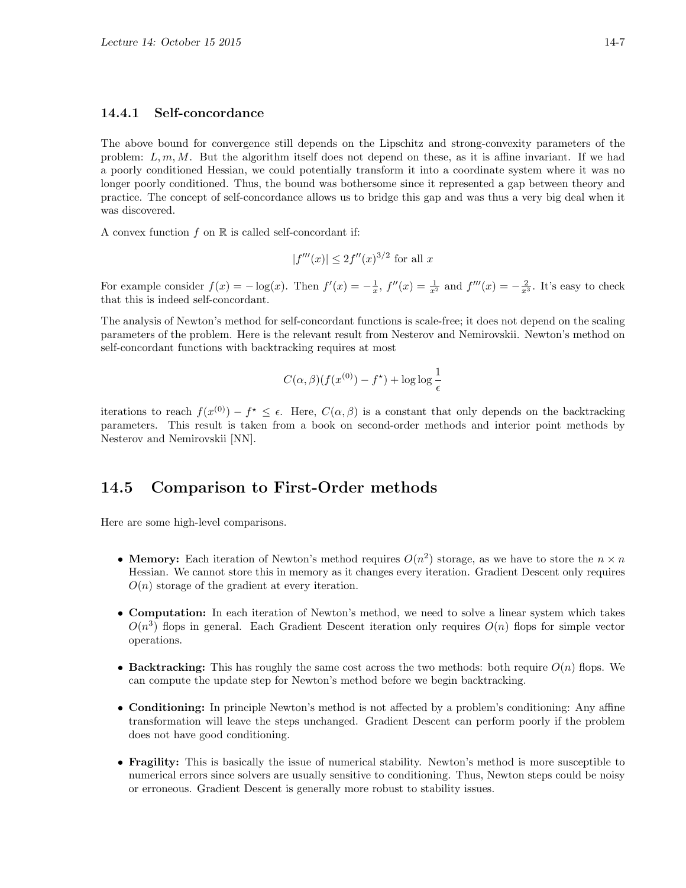### 14.4.1 Self-concordance

The above bound for convergence still depends on the Lipschitz and strong-convexity parameters of the problem: $L, m, M$. But the algorithm itself does not depend on these, as it is affine invariant. If we had a poorly conditioned Hessian, we could potentially transform it into a coordinate system where it was no longer poorly conditioned. Thus, the bound was bothersome since it represented a gap between theory and practice. The concept of self-concordance allows us to bridge this gap and was thus a very big deal when it was discovered.

A convex function $f$ on $\mathbb{R}$ is called self-concordant if:

$$|f'''(x)| \leq 2f''(x)^{3/2} \text{ for all } x$$

For example consider $f(x) = -\log(x)$. Then $f'(x) = -\frac{1}{x}$, $f''(x) = \frac{1}{x^2}$ and $f'''(x) = -\frac{2}{x^3}$. It's easy to check that this is indeed self-concordant.

The analysis of Newton's method for self-concordant functions is scale-free; it does not depend on the scaling parameters of the problem. Here is the relevant result from Nesterov and Nemirovskii. Newton's method on self-concordant functions with backtracking requires at most

$$C(\alpha, \beta)(f(x^{(0)}) - f^{\star}) + \log\log\frac{1}{\epsilon}$$

iterations to reach $f(x^{(0)}) - f^{\star} \leq \epsilon$. Here, $C(\alpha, \beta)$ is a constant that only depends on the backtracking parameters. This result is taken from a book on second-order methods and interior point methods by Nesterov and Nemirovskii [NN].

## 14.5 Comparison to First-Order methods

Here are some high-level comparisons.

- **Memory:** Each iteration of Newton's method requires $O(n^2)$ storage, as we have to store the $n \times n$ Hessian. We cannot store this in memory as it changes every iteration. Gradient Descent only requires $O(n)$ storage of the gradient at every iteration.
- **Computation:** In each iteration of Newton's method, we need to solve a linear system which takes $O(n^3)$ flops in general. Each Gradient Descent iteration only requires $O(n)$ flops for simple vector operations.
- **Backtracking:** This has roughly the same cost across the two methods: both require $O(n)$ flops. We can compute the update step for Newton's method before we begin backtracking.
- **Conditioning:** In principle Newton's method is not affected by a problem's conditioning: Any affine transformation will leave the steps unchanged. Gradient Descent can perform poorly if the problem does not have good conditioning.
- **Fragility:** This is basically the issue of numerical stability. Newton's method is more susceptible to numerical errors since solvers are usually sensitive to conditioning. Thus, Newton steps could be noisy or erroneous. Gradient Descent is generally more robust to stability issues.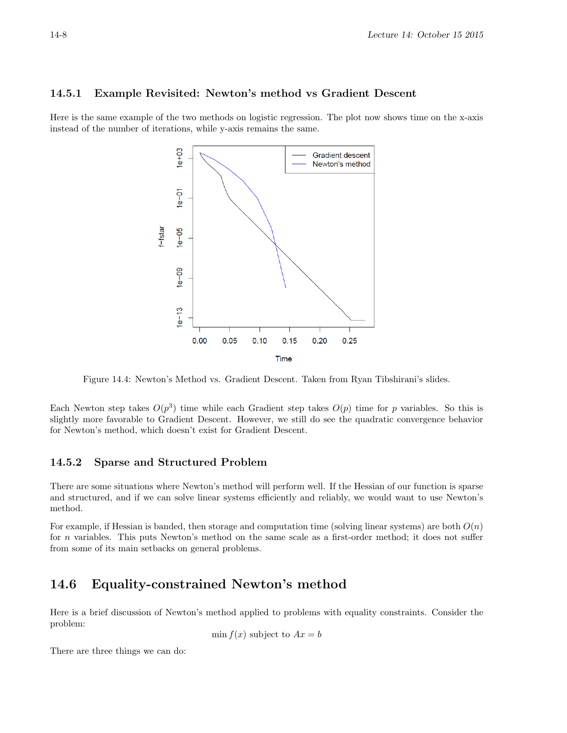### 14.5.1 Example Revisited: Newton's method vs Gradient Descent

Here is the same example of the two methods on logistic regression. The plot now shows time on the x-axis instead of the number of iterations, while y-axis remains the same.

Figure 14.4: Newton's Method vs. Gradient Descent. Taken from Ryan Tibshirani's slides.

Each Newton step takes $O(p^3)$ time while each Gradient step takes $O(p)$ time for $p$ variables. So this is slightly more favorable to Gradient Descent. However, we still do see the quadratic convergence behavior for Newton's method, which doesn't exist for Gradient Descent.

### 14.5.2 Sparse and Structured Problem

There are some situations where Newton's method will perform well. If the Hessian of our function is sparse and structured, and if we can solve linear systems efficiently and reliably, we would want to use Newton's method.

For example, if Hessian is banded, then storage and computation time (solving linear systems) are both $O(n)$ for $n$ variables. This puts Newton's method on the same scale as a first-order method; it does not suffer from some of its main setbacks on general problems.

## 14.6 Equality-constrained Newton's method

Here is a brief discussion of Newton's method applied to problems with equality constraints. Consider the problem:

$$\min f(x) \text{ subject to } Ax = b$$

There are three things we can do: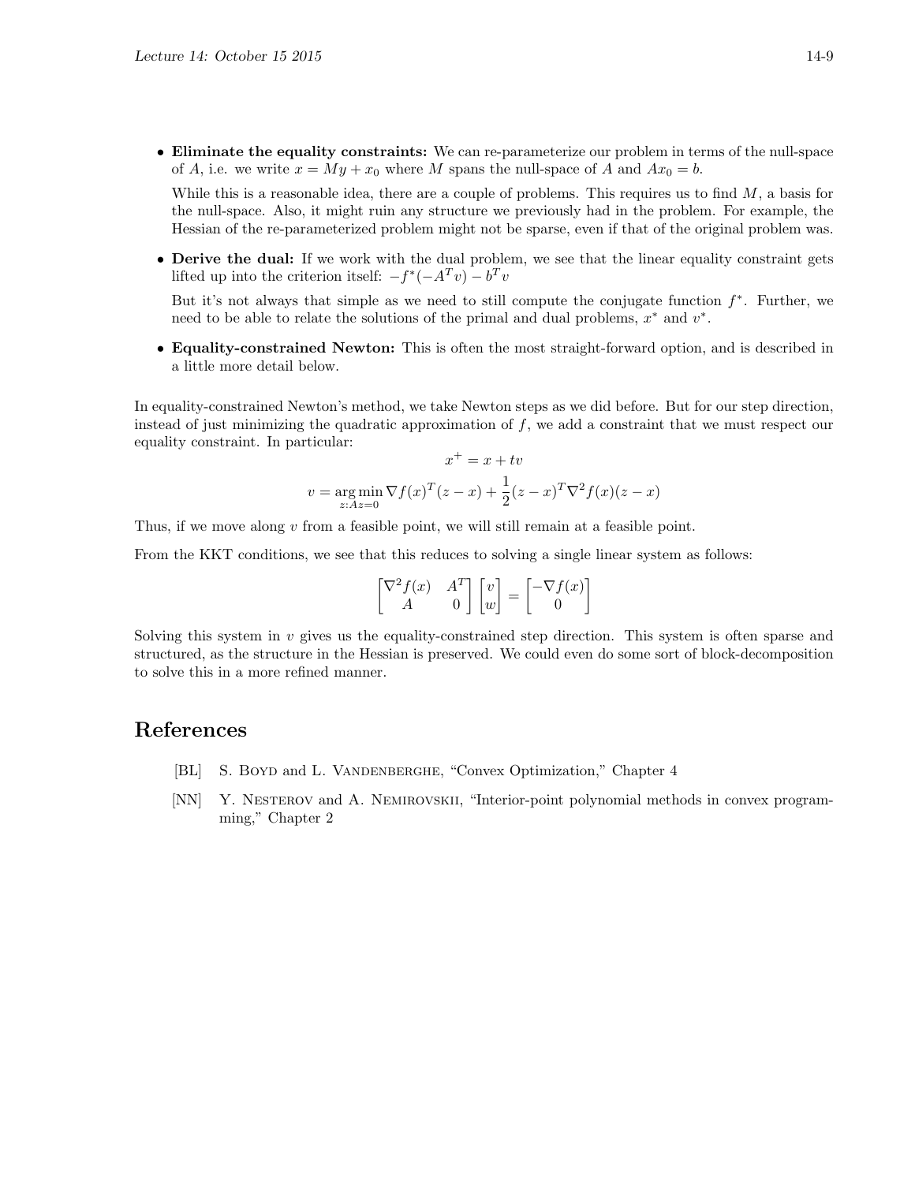- **Eliminate the equality constraints:** We can re-parameterize our problem in terms of the null-space of $A$, i.e. we write $x = My + x_0$ where $M$ spans the null-space of $A$ and $Ax_0 = b$.

  While this is a reasonable idea, there are a couple of problems. This requires us to find $M$, a basis for the null-space. Also, it might ruin any structure we previously had in the problem. For example, the Hessian of the re-parameterized problem might not be sparse, even if that of the original problem was.

- **Derive the dual:** If we work with the dual problem, we see that the linear equality constraint gets lifted up into the criterion itself: $-f^*(-A^T v) - b^T v$

  But it's not always that simple as we need to still compute the conjugate function $f^*$. Further, we need to be able to relate the solutions of the primal and dual problems, $x^*$ and $v^*$.

- **Equality-constrained Newton:** This is often the most straight-forward option, and is described in a little more detail below.

In equality-constrained Newton's method, we take Newton steps as we did before. But for our step direction, instead of just minimizing the quadratic approximation of $f$, we add a constraint that we must respect our equality constraint. In particular:

$$x^+ = x + tv$$

$$v = \underset{z:Az=0}{\arg\min}\, \nabla f(x)^T (z - x) + \frac{1}{2}(z - x)^T \nabla^2 f(x)(z - x)$$

Thus, if we move along $v$ from a feasible point, we will still remain at a feasible point.

From the KKT conditions, we see that this reduces to solving a single linear system as follows:

$$\begin{bmatrix} \nabla^2 f(x) & A^T \\ A & 0 \end{bmatrix} \begin{bmatrix} v \\ w \end{bmatrix} = \begin{bmatrix} -\nabla f(x) \\ 0 \end{bmatrix}$$

Solving this system in $v$ gives us the equality-constrained step direction. This system is often sparse and structured, as the structure in the Hessian is preserved. We could even do some sort of block-decomposition to solve this in a more refined manner.

# References

[BL] S. Boyd and L. Vandenberghe, "Convex Optimization," Chapter 4

[NN] Y. Nesterov and A. Nemirovskii, "Interior-point polynomial methods in convex programming," Chapter 2